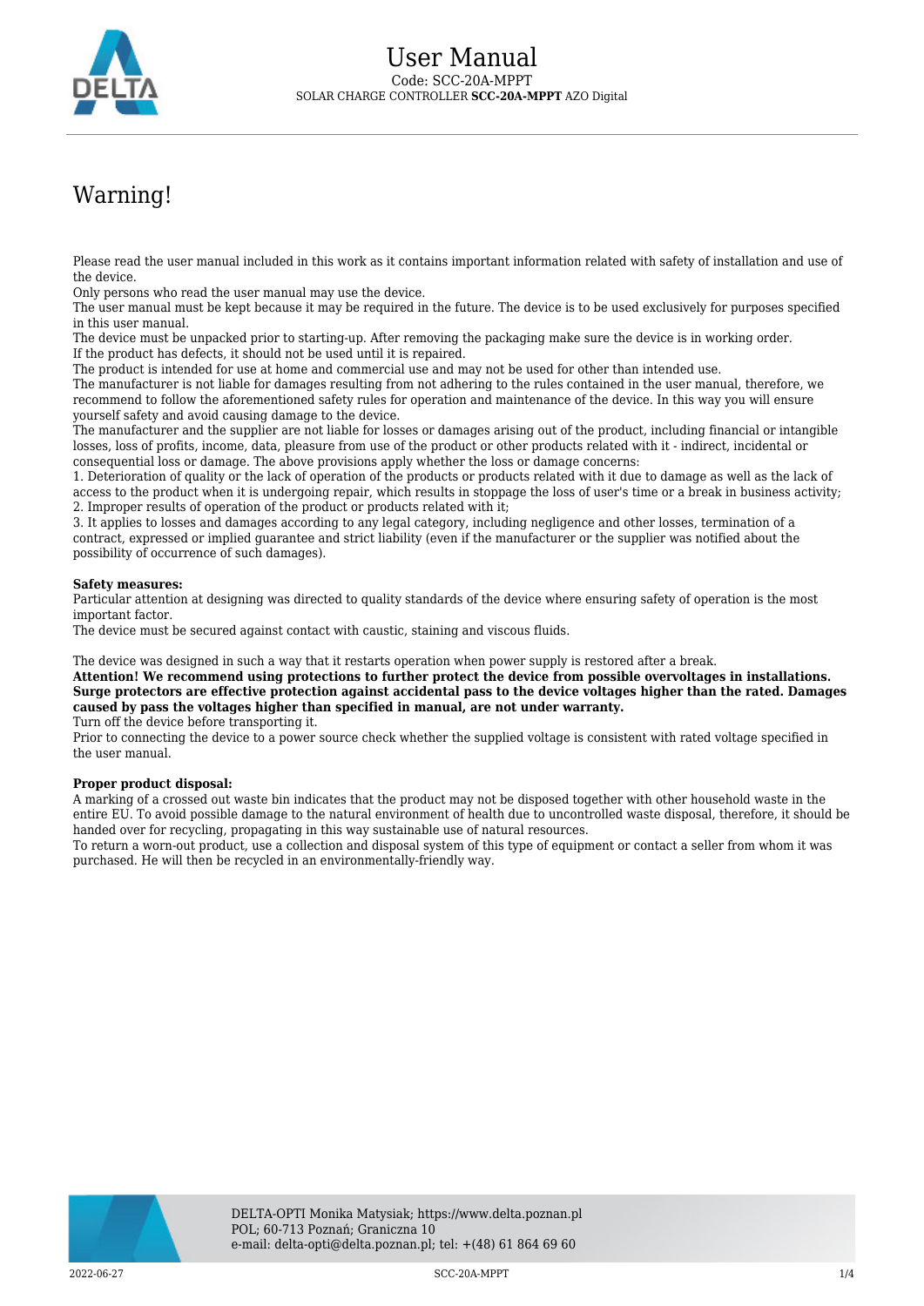# User Manual

Code: SCC-20A-MPPT

SOLAR CHARGE CONTROLLER **SCC-20A-MPPT** AZO Digital

## Warning!

Please read the user manual included in this work as it contains important information related with safety of installation and use of the device.
Only persons who read the user manual may use the device.
The user manual must be kept because it may be required in the future. The device is to be used exclusively for purposes specified in this user manual.
The device must be unpacked prior to starting-up. After removing the packaging make sure the device is in working order.
If the product has defects, it should not be used until it is repaired.
The product is intended for use at home and commercial use and may not be used for other than intended use.
The manufacturer is not liable for damages resulting from not adhering to the rules contained in the user manual, therefore, we recommend to follow the aforementioned safety rules for operation and maintenance of the device. In this way you will ensure yourself safety and avoid causing damage to the device.
The manufacturer and the supplier are not liable for losses or damages arising out of the product, including financial or intangible losses, loss of profits, income, data, pleasure from use of the product or other products related with it - indirect, incidental or consequential loss or damage. The above provisions apply whether the loss or damage concerns:
1. Deterioration of quality or the lack of operation of the products or products related with it due to damage as well as the lack of access to the product when it is undergoing repair, which results in stoppage the loss of user's time or a break in business activity;
2. Improper results of operation of the product or products related with it;
3. It applies to losses and damages according to any legal category, including negligence and other losses, termination of a contract, expressed or implied guarantee and strict liability (even if the manufacturer or the supplier was notified about the possibility of occurrence of such damages).

**Safety measures:**
Particular attention at designing was directed to quality standards of the device where ensuring safety of operation is the most important factor.
The device must be secured against contact with caustic, staining and viscous fluids.

The device was designed in such a way that it restarts operation when power supply is restored after a break.
**Attention! We recommend using protections to further protect the device from possible overvoltages in installations. Surge protectors are effective protection against accidental pass to the device voltages higher than the rated. Damages caused by pass the voltages higher than specified in manual, are not under warranty.**
Turn off the device before transporting it.
Prior to connecting the device to a power source check whether the supplied voltage is consistent with rated voltage specified in the user manual.

**Proper product disposal:**
A marking of a crossed out waste bin indicates that the product may not be disposed together with other household waste in the entire EU. To avoid possible damage to the natural environment of health due to uncontrolled waste disposal, therefore, it should be handed over for recycling, propagating in this way sustainable use of natural resources.
To return a worn-out product, use a collection and disposal system of this type of equipment or contact a seller from whom it was purchased. He will then be recycled in an environmentally-friendly way.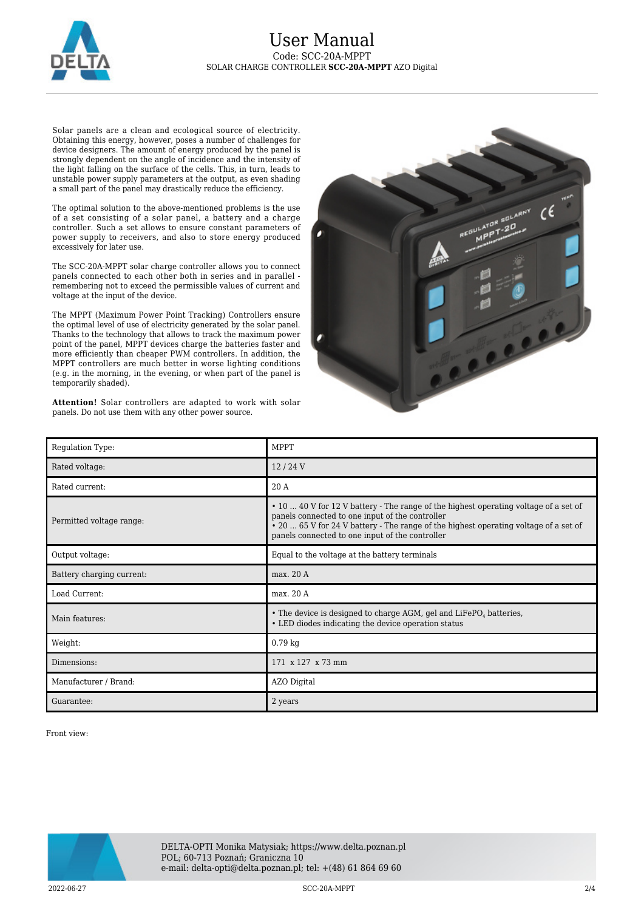# User Manual

Code: SCC-20A-MPPT

SOLAR CHARGE CONTROLLER **SCC-20A-MPPT** AZO Digital

Solar panels are a clean and ecological source of electricity. Obtaining this energy, however, poses a number of challenges for device designers. The amount of energy produced by the panel is strongly dependent on the angle of incidence and the intensity of the light falling on the surface of the cells. This, in turn, leads to unstable power supply parameters at the output, as even shading a small part of the panel may drastically reduce the efficiency.

The optimal solution to the above-mentioned problems is the use of a set consisting of a solar panel, a battery and a charge controller. Such a set allows to ensure constant parameters of power supply to receivers, and also to store energy produced excessively for later use.

The SCC-20A-MPPT solar charge controller allows you to connect panels connected to each other both in series and in parallel - remembering not to exceed the permissible values of current and voltage at the input of the device.

The MPPT (Maximum Power Point Tracking) Controllers ensure the optimal level of use of electricity generated by the solar panel. Thanks to the technology that allows to track the maximum power point of the panel, MPPT devices charge the batteries faster and more efficiently than cheaper PWM controllers. In addition, the MPPT controllers are much better in worse lighting conditions (e.g. in the morning, in the evening, or when part of the panel is temporarily shaded).

**Attention!** Solar controllers are adapted to work with solar panels. Do not use them with any other power source.

| Regulation Type: | MPPT |
| --- | --- |
| Rated voltage: | 12 / 24 V |
| Rated current: | 20 A |
| Permitted voltage range: | • 10 ... 40 V for 12 V battery - The range of the highest operating voltage of a set of panels connected to one input of the controller<br>• 20 ... 65 V for 24 V battery - The range of the highest operating voltage of a set of panels connected to one input of the controller |
| Output voltage: | Equal to the voltage at the battery terminals |
| Battery charging current: | max. 20 A |
| Load Current: | max. 20 A |
| Main features: | • The device is designed to charge AGM, gel and $LiFePO_4$ batteries,<br>• LED diodes indicating the device operation status |
| Weight: | 0.79 kg |
| Dimensions: | 171 x 127 x 73 mm |
| Manufacturer / Brand: | AZO Digital |
| Guarantee: | 2 years |

Front view:

DELTA-OPTI Monika Matysiak; https://www.delta.poznan.pl
POL; 60-713 Poznań; Graniczna 10
e-mail: delta-opti@delta.poznan.pl; tel: +(48) 61 864 69 60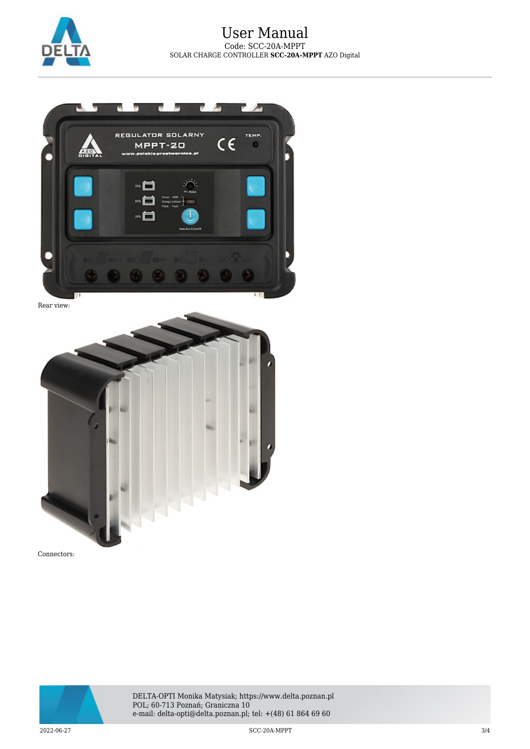Rear view:

Connectors: